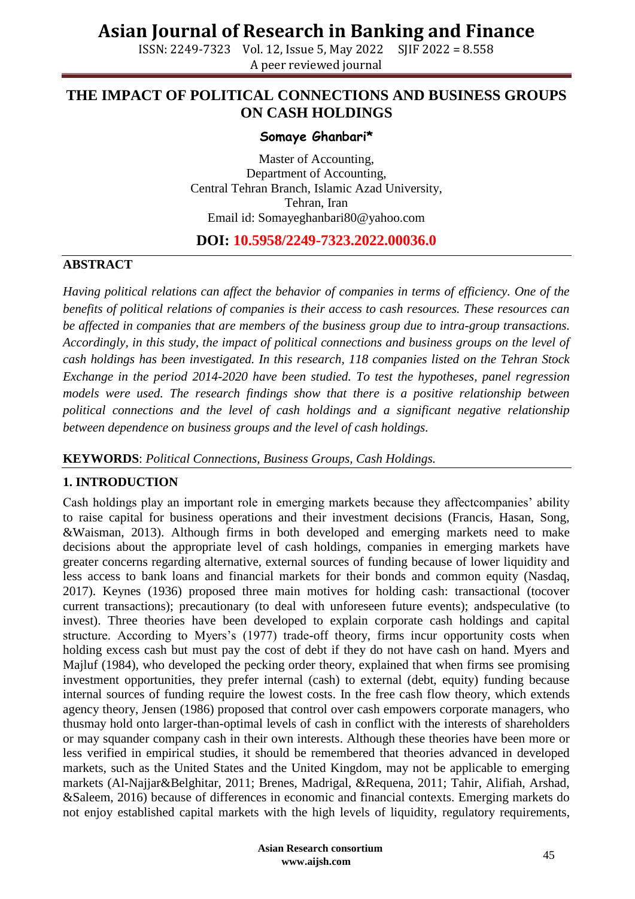# THE IMPACT OF POLITICAL CONNECTIONS AND BUSINESS GROUPS ON CASH HOLDINGS

**Somaye Ghanbari***

Master of Accounting,
Department of Accounting,
Central Tehran Branch, Islamic Azad University,
Tehran, Iran
Email id: Somayeghanbari80@yahoo.com

**DOI: 10.5958/2249-7323.2022.00036.0**

## ABSTRACT

*Having political relations can affect the behavior of companies in terms of efficiency. One of the benefits of political relations of companies is their access to cash resources. These resources can be affected in companies that are members of the business group due to intra-group transactions. Accordingly, in this study, the impact of political connections and business groups on the level of cash holdings has been investigated. In this research, 118 companies listed on the Tehran Stock Exchange in the period 2014-2020 have been studied. To test the hypotheses, panel regression models were used. The research findings show that there is a positive relationship between political connections and the level of cash holdings and a significant negative relationship between dependence on business groups and the level of cash holdings.*

**KEYWORDS**: *Political Connections, Business Groups, Cash Holdings.*

## 1. INTRODUCTION

Cash holdings play an important role in emerging markets because they affectcompanies' ability to raise capital for business operations and their investment decisions (Francis, Hasan, Song, &Waisman, 2013). Although firms in both developed and emerging markets need to make decisions about the appropriate level of cash holdings, companies in emerging markets have greater concerns regarding alternative, external sources of funding because of lower liquidity and less access to bank loans and financial markets for their bonds and common equity (Nasdaq, 2017). Keynes (1936) proposed three main motives for holding cash: transactional (tocover current transactions); precautionary (to deal with unforeseen future events); andspeculative (to invest). Three theories have been developed to explain corporate cash holdings and capital structure. According to Myers's (1977) trade-off theory, firms incur opportunity costs when holding excess cash but must pay the cost of debt if they do not have cash on hand. Myers and Majluf (1984), who developed the pecking order theory, explained that when firms see promising investment opportunities, they prefer internal (cash) to external (debt, equity) funding because internal sources of funding require the lowest costs. In the free cash flow theory, which extends agency theory, Jensen (1986) proposed that control over cash empowers corporate managers, who thusmay hold onto larger-than-optimal levels of cash in conflict with the interests of shareholders or may squander company cash in their own interests. Although these theories have been more or less verified in empirical studies, it should be remembered that theories advanced in developed markets, such as the United States and the United Kingdom, may not be applicable to emerging markets (Al-Najjar&Belghitar, 2011; Brenes, Madrigal, &Requena, 2011; Tahir, Alifiah, Arshad, &Saleem, 2016) because of differences in economic and financial contexts. Emerging markets do not enjoy established capital markets with the high levels of liquidity, regulatory requirements,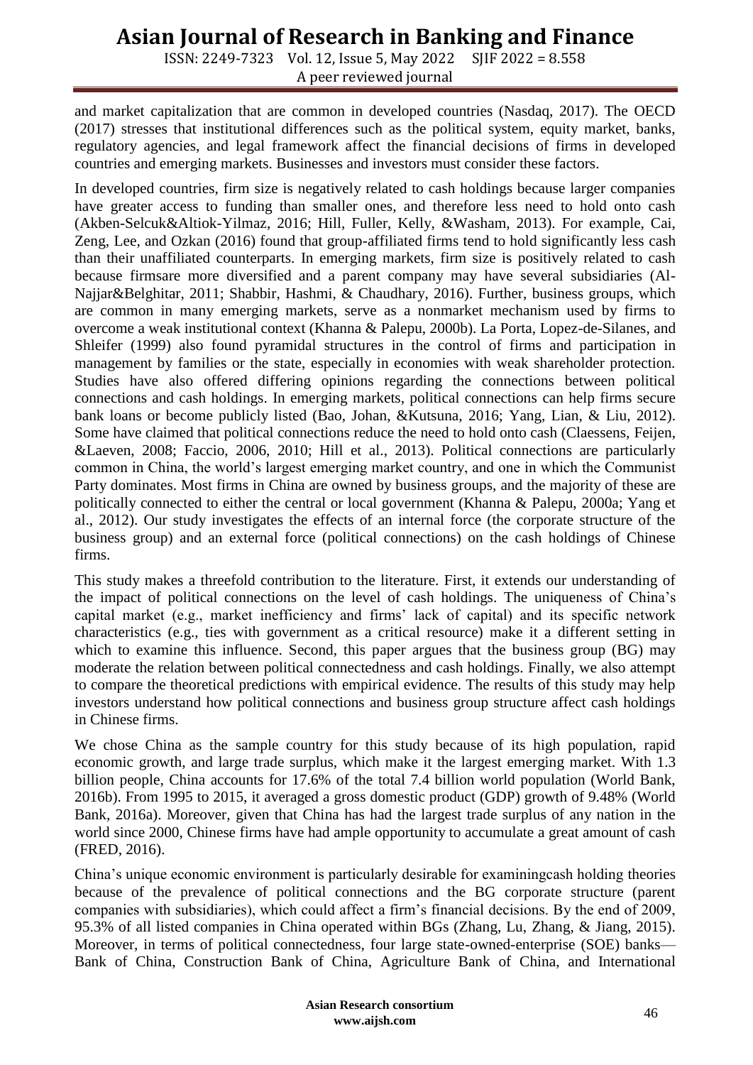and market capitalization that are common in developed countries (Nasdaq, 2017). The OECD (2017) stresses that institutional differences such as the political system, equity market, banks, regulatory agencies, and legal framework affect the financial decisions of firms in developed countries and emerging markets. Businesses and investors must consider these factors.

In developed countries, firm size is negatively related to cash holdings because larger companies have greater access to funding than smaller ones, and therefore less need to hold onto cash (Akben-Selcuk&Altiok-Yilmaz, 2016; Hill, Fuller, Kelly, &Washam, 2013). For example, Cai, Zeng, Lee, and Ozkan (2016) found that group-affiliated firms tend to hold significantly less cash than their unaffiliated counterparts. In emerging markets, firm size is positively related to cash because firmsare more diversified and a parent company may have several subsidiaries (Al-Najjar&Belghitar, 2011; Shabbir, Hashmi, & Chaudhary, 2016). Further, business groups, which are common in many emerging markets, serve as a nonmarket mechanism used by firms to overcome a weak institutional context (Khanna & Palepu, 2000b). La Porta, Lopez-de-Silanes, and Shleifer (1999) also found pyramidal structures in the control of firms and participation in management by families or the state, especially in economies with weak shareholder protection. Studies have also offered differing opinions regarding the connections between political connections and cash holdings. In emerging markets, political connections can help firms secure bank loans or become publicly listed (Bao, Johan, &Kutsuna, 2016; Yang, Lian, & Liu, 2012). Some have claimed that political connections reduce the need to hold onto cash (Claessens, Feijen, &Laeven, 2008; Faccio, 2006, 2010; Hill et al., 2013). Political connections are particularly common in China, the world's largest emerging market country, and one in which the Communist Party dominates. Most firms in China are owned by business groups, and the majority of these are politically connected to either the central or local government (Khanna & Palepu, 2000a; Yang et al., 2012). Our study investigates the effects of an internal force (the corporate structure of the business group) and an external force (political connections) on the cash holdings of Chinese firms.

This study makes a threefold contribution to the literature. First, it extends our understanding of the impact of political connections on the level of cash holdings. The uniqueness of China's capital market (e.g., market inefficiency and firms' lack of capital) and its specific network characteristics (e.g., ties with government as a critical resource) make it a different setting in which to examine this influence. Second, this paper argues that the business group (BG) may moderate the relation between political connectedness and cash holdings. Finally, we also attempt to compare the theoretical predictions with empirical evidence. The results of this study may help investors understand how political connections and business group structure affect cash holdings in Chinese firms.

We chose China as the sample country for this study because of its high population, rapid economic growth, and large trade surplus, which make it the largest emerging market. With 1.3 billion people, China accounts for 17.6% of the total 7.4 billion world population (World Bank, 2016b). From 1995 to 2015, it averaged a gross domestic product (GDP) growth of 9.48% (World Bank, 2016a). Moreover, given that China has had the largest trade surplus of any nation in the world since 2000, Chinese firms have had ample opportunity to accumulate a great amount of cash (FRED, 2016).

China's unique economic environment is particularly desirable for examiningcash holding theories because of the prevalence of political connections and the BG corporate structure (parent companies with subsidiaries), which could affect a firm's financial decisions. By the end of 2009, 95.3% of all listed companies in China operated within BGs (Zhang, Lu, Zhang, & Jiang, 2015). Moreover, in terms of political connectedness, four large state-owned-enterprise (SOE) banks—Bank of China, Construction Bank of China, Agriculture Bank of China, and International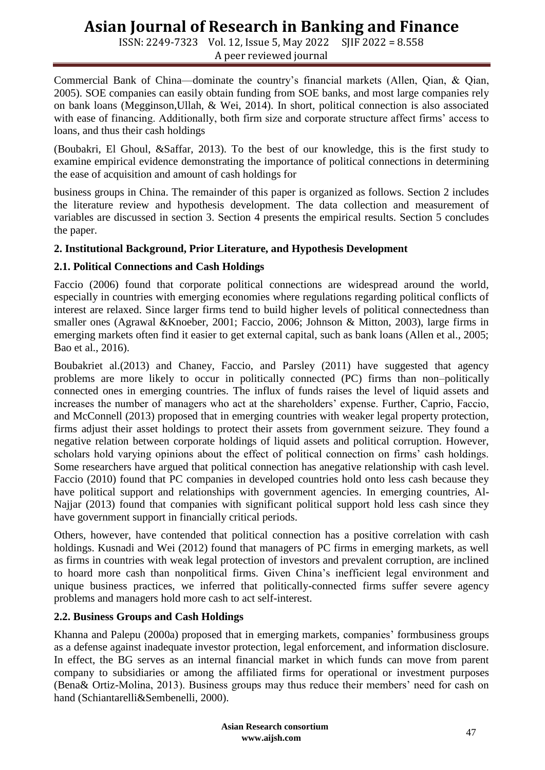Commercial Bank of China—dominate the country's financial markets (Allen, Qian, & Qian, 2005). SOE companies can easily obtain funding from SOE banks, and most large companies rely on bank loans (Megginson,Ullah, & Wei, 2014). In short, political connection is also associated with ease of financing. Additionally, both firm size and corporate structure affect firms' access to loans, and thus their cash holdings

(Boubakri, El Ghoul, &Saffar, 2013). To the best of our knowledge, this is the first study to examine empirical evidence demonstrating the importance of political connections in determining the ease of acquisition and amount of cash holdings for

business groups in China. The remainder of this paper is organized as follows. Section 2 includes the literature review and hypothesis development. The data collection and measurement of variables are discussed in section 3. Section 4 presents the empirical results. Section 5 concludes the paper.

## 2. Institutional Background, Prior Literature, and Hypothesis Development

### 2.1. Political Connections and Cash Holdings

Faccio (2006) found that corporate political connections are widespread around the world, especially in countries with emerging economies where regulations regarding political conflicts of interest are relaxed. Since larger firms tend to build higher levels of political connectedness than smaller ones (Agrawal &Knoeber, 2001; Faccio, 2006; Johnson & Mitton, 2003), large firms in emerging markets often find it easier to get external capital, such as bank loans (Allen et al., 2005; Bao et al., 2016).

Boubakriet al.(2013) and Chaney, Faccio, and Parsley (2011) have suggested that agency problems are more likely to occur in politically connected (PC) firms than non–politically connected ones in emerging countries. The influx of funds raises the level of liquid assets and increases the number of managers who act at the shareholders' expense. Further, Caprio, Faccio, and McConnell (2013) proposed that in emerging countries with weaker legal property protection, firms adjust their asset holdings to protect their assets from government seizure. They found a negative relation between corporate holdings of liquid assets and political corruption. However, scholars hold varying opinions about the effect of political connection on firms' cash holdings. Some researchers have argued that political connection has anegative relationship with cash level. Faccio (2010) found that PC companies in developed countries hold onto less cash because they have political support and relationships with government agencies. In emerging countries, Al-Najjar (2013) found that companies with significant political support hold less cash since they have government support in financially critical periods.

Others, however, have contended that political connection has a positive correlation with cash holdings. Kusnadi and Wei (2012) found that managers of PC firms in emerging markets, as well as firms in countries with weak legal protection of investors and prevalent corruption, are inclined to hoard more cash than nonpolitical firms. Given China's inefficient legal environment and unique business practices, we inferred that politically-connected firms suffer severe agency problems and managers hold more cash to act self-interest.

### 2.2. Business Groups and Cash Holdings

Khanna and Palepu (2000a) proposed that in emerging markets, companies' formbusiness groups as a defense against inadequate investor protection, legal enforcement, and information disclosure. In effect, the BG serves as an internal financial market in which funds can move from parent company to subsidiaries or among the affiliated firms for operational or investment purposes (Bena& Ortiz-Molina, 2013). Business groups may thus reduce their members' need for cash on hand (Schiantarelli&Sembenelli, 2000).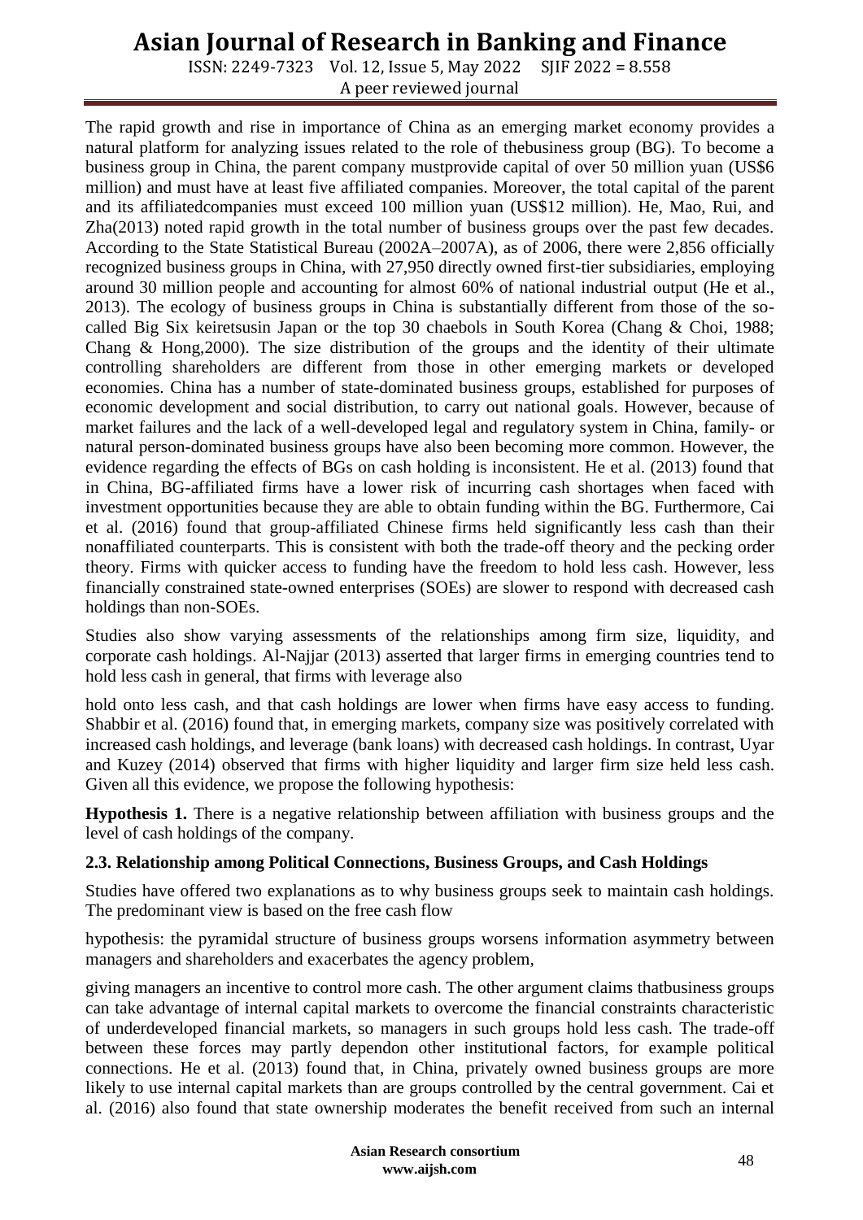The rapid growth and rise in importance of China as an emerging market economy provides a natural platform for analyzing issues related to the role of thebusiness group (BG). To become a business group in China, the parent company mustprovide capital of over 50 million yuan (US$6 million) and must have at least five affiliated companies. Moreover, the total capital of the parent and its affiliatedcompanies must exceed 100 million yuan (US$12 million). He, Mao, Rui, and Zha(2013) noted rapid growth in the total number of business groups over the past few decades. According to the State Statistical Bureau (2002A–2007A), as of 2006, there were 2,856 officially recognized business groups in China, with 27,950 directly owned first-tier subsidiaries, employing around 30 million people and accounting for almost 60% of national industrial output (He et al., 2013). The ecology of business groups in China is substantially different from those of the so-called Big Six keiretsusin Japan or the top 30 chaebols in South Korea (Chang & Choi, 1988; Chang & Hong,2000). The size distribution of the groups and the identity of their ultimate controlling shareholders are different from those in other emerging markets or developed economies. China has a number of state-dominated business groups, established for purposes of economic development and social distribution, to carry out national goals. However, because of market failures and the lack of a well-developed legal and regulatory system in China, family- or natural person-dominated business groups have also been becoming more common. However, the evidence regarding the effects of BGs on cash holding is inconsistent. He et al. (2013) found that in China, BG-affiliated firms have a lower risk of incurring cash shortages when faced with investment opportunities because they are able to obtain funding within the BG. Furthermore, Cai et al. (2016) found that group-affiliated Chinese firms held significantly less cash than their nonaffiliated counterparts. This is consistent with both the trade-off theory and the pecking order theory. Firms with quicker access to funding have the freedom to hold less cash. However, less financially constrained state-owned enterprises (SOEs) are slower to respond with decreased cash holdings than non-SOEs.

Studies also show varying assessments of the relationships among firm size, liquidity, and corporate cash holdings. Al-Najjar (2013) asserted that larger firms in emerging countries tend to hold less cash in general, that firms with leverage also hold onto less cash, and that cash holdings are lower when firms have easy access to funding. Shabbir et al. (2016) found that, in emerging markets, company size was positively correlated with increased cash holdings, and leverage (bank loans) with decreased cash holdings. In contrast, Uyar and Kuzey (2014) observed that firms with higher liquidity and larger firm size held less cash. Given all this evidence, we propose the following hypothesis:

**Hypothesis 1.** There is a negative relationship between affiliation with business groups and the level of cash holdings of the company.

### 2.3. Relationship among Political Connections, Business Groups, and Cash Holdings

Studies have offered two explanations as to why business groups seek to maintain cash holdings. The predominant view is based on the free cash flow hypothesis: the pyramidal structure of business groups worsens information asymmetry between managers and shareholders and exacerbates the agency problem, giving managers an incentive to control more cash. The other argument claims thatbusiness groups can take advantage of internal capital markets to overcome the financial constraints characteristic of underdeveloped financial markets, so managers in such groups hold less cash. The trade-off between these forces may partly dependon other institutional factors, for example political connections. He et al. (2013) found that, in China, privately owned business groups are more likely to use internal capital markets than are groups controlled by the central government. Cai et al. (2016) also found that state ownership moderates the benefit received from such an internal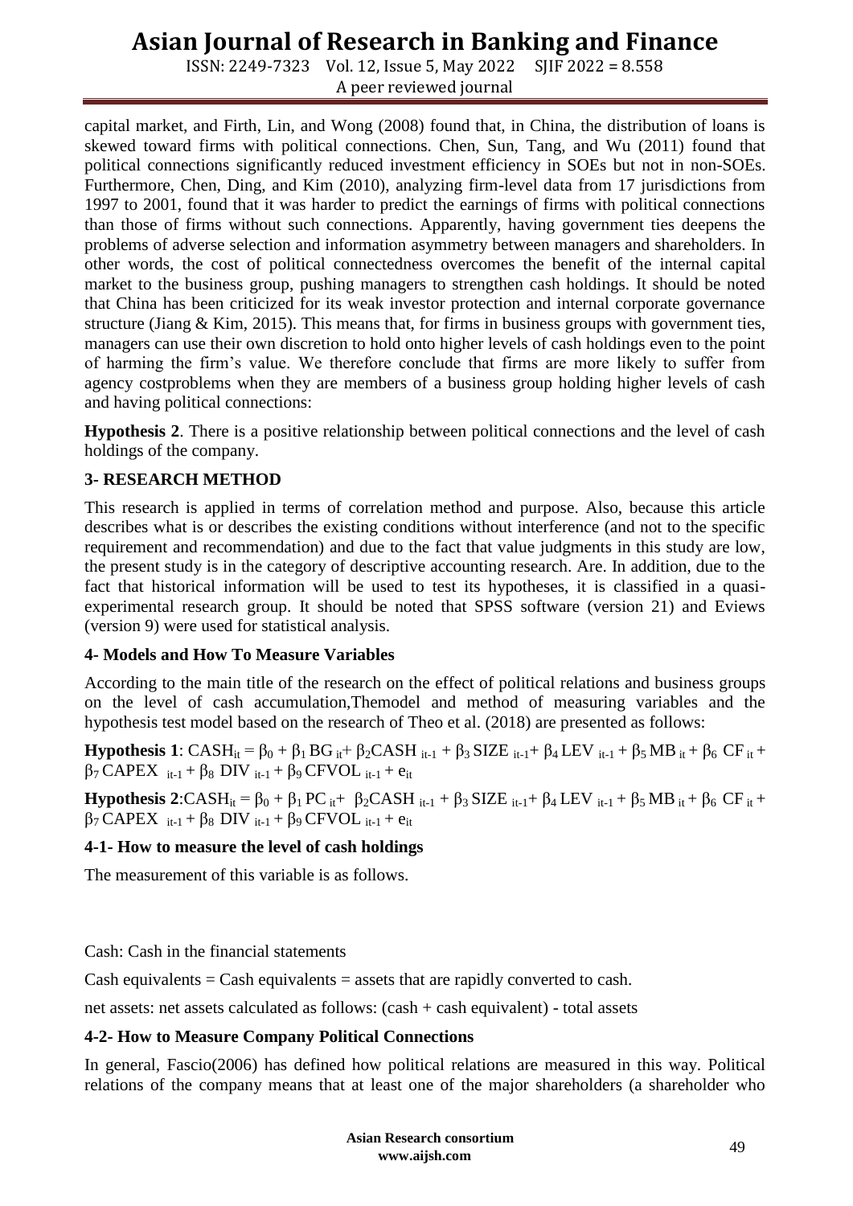capital market, and Firth, Lin, and Wong (2008) found that, in China, the distribution of loans is skewed toward firms with political connections. Chen, Sun, Tang, and Wu (2011) found that political connections significantly reduced investment efficiency in SOEs but not in non-SOEs. Furthermore, Chen, Ding, and Kim (2010), analyzing firm-level data from 17 jurisdictions from 1997 to 2001, found that it was harder to predict the earnings of firms with political connections than those of firms without such connections. Apparently, having government ties deepens the problems of adverse selection and information asymmetry between managers and shareholders. In other words, the cost of political connectedness overcomes the benefit of the internal capital market to the business group, pushing managers to strengthen cash holdings. It should be noted that China has been criticized for its weak investor protection and internal corporate governance structure (Jiang & Kim, 2015). This means that, for firms in business groups with government ties, managers can use their own discretion to hold onto higher levels of cash holdings even to the point of harming the firm's value. We therefore conclude that firms are more likely to suffer from agency costproblems when they are members of a business group holding higher levels of cash and having political connections:

**Hypothesis 2**. There is a positive relationship between political connections and the level of cash holdings of the company.

## 3- RESEARCH METHOD

This research is applied in terms of correlation method and purpose. Also, because this article describes what is or describes the existing conditions without interference (and not to the specific requirement and recommendation) and due to the fact that value judgments in this study are low, the present study is in the category of descriptive accounting research. Are. In addition, due to the fact that historical information will be used to test its hypotheses, it is classified in a quasi-experimental research group. It should be noted that SPSS software (version 21) and Eviews (version 9) were used for statistical analysis.

## 4- Models and How To Measure Variables

According to the main title of the research on the effect of political relations and business groups on the level of cash accumulation,Themodel and method of measuring variables and the hypothesis test model based on the research of Theo et al. (2018) are presented as follows:

**Hypothesis 1**: $CASH_{it} = \beta_0 + \beta_1 BG_{it} + \beta_2 CASH_{it-1} + \beta_3 SIZE_{it-1} + \beta_4 LEV_{it-1} + \beta_5 MB_{it} + \beta_6 CF_{it} + \beta_7 CAPEX_{it-1} + \beta_8 DIV_{it-1} + \beta_9 CFVOL_{it-1} + e_{it}$

**Hypothesis 2**: $CASH_{it} = \beta_0 + \beta_1 PC_{it} + \beta_2 CASH_{it-1} + \beta_3 SIZE_{it-1} + \beta_4 LEV_{it-1} + \beta_5 MB_{it} + \beta_6 CF_{it} + \beta_7 CAPEX_{it-1} + \beta_8 DIV_{it-1} + \beta_9 CFVOL_{it-1} + e_{it}$

### 4-1- How to measure the level of cash holdings

The measurement of this variable is as follows.

Cash: Cash in the financial statements

Cash equivalents = Cash equivalents = assets that are rapidly converted to cash.

net assets: net assets calculated as follows: (cash + cash equivalent) - total assets

### 4-2- How to Measure Company Political Connections

In general, Fascio(2006) has defined how political relations are measured in this way. Political relations of the company means that at least one of the major shareholders (a shareholder who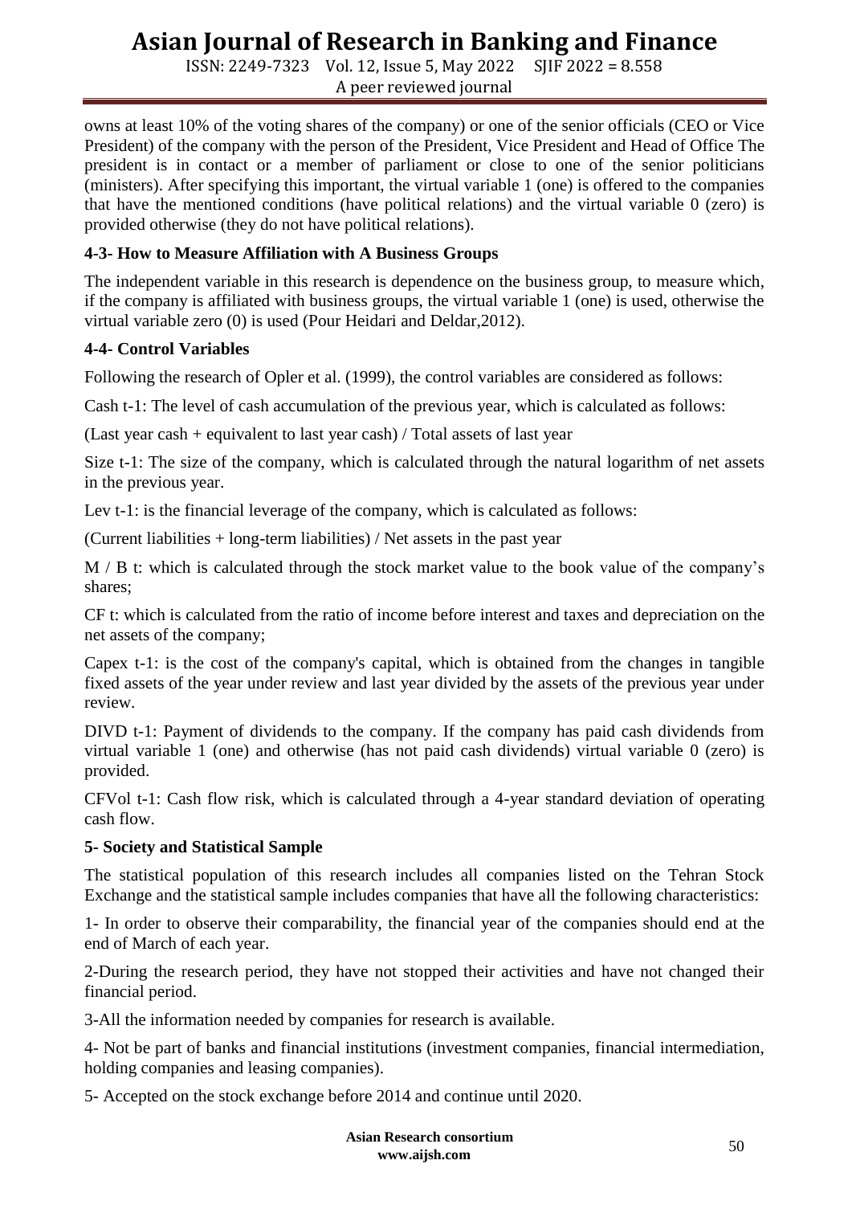owns at least 10% of the voting shares of the company) or one of the senior officials (CEO or Vice President) of the company with the person of the President, Vice President and Head of Office The president is in contact or a member of parliament or close to one of the senior politicians (ministers). After specifying this important, the virtual variable 1 (one) is offered to the companies that have the mentioned conditions (have political relations) and the virtual variable 0 (zero) is provided otherwise (they do not have political relations).

### 4-3- How to Measure Affiliation with A Business Groups

The independent variable in this research is dependence on the business group, to measure which, if the company is affiliated with business groups, the virtual variable 1 (one) is used, otherwise the virtual variable zero (0) is used (Pour Heidari and Deldar,2012).

### 4-4- Control Variables

Following the research of Opler et al. (1999), the control variables are considered as follows:

Cash t-1: The level of cash accumulation of the previous year, which is calculated as follows:

(Last year cash + equivalent to last year cash) / Total assets of last year

Size t-1: The size of the company, which is calculated through the natural logarithm of net assets in the previous year.

Lev t-1: is the financial leverage of the company, which is calculated as follows:

(Current liabilities + long-term liabilities) / Net assets in the past year

M / B t: which is calculated through the stock market value to the book value of the company's shares;

CF t: which is calculated from the ratio of income before interest and taxes and depreciation on the net assets of the company;

Capex t-1: is the cost of the company's capital, which is obtained from the changes in tangible fixed assets of the year under review and last year divided by the assets of the previous year under review.

DIVD t-1: Payment of dividends to the company. If the company has paid cash dividends from virtual variable 1 (one) and otherwise (has not paid cash dividends) virtual variable 0 (zero) is provided.

CFVol t-1: Cash flow risk, which is calculated through a 4-year standard deviation of operating cash flow.

## 5- Society and Statistical Sample

The statistical population of this research includes all companies listed on the Tehran Stock Exchange and the statistical sample includes companies that have all the following characteristics:

1- In order to observe their comparability, the financial year of the companies should end at the end of March of each year.

2-During the research period, they have not stopped their activities and have not changed their financial period.

3-All the information needed by companies for research is available.

4- Not be part of banks and financial institutions (investment companies, financial intermediation, holding companies and leasing companies).

5- Accepted on the stock exchange before 2014 and continue until 2020.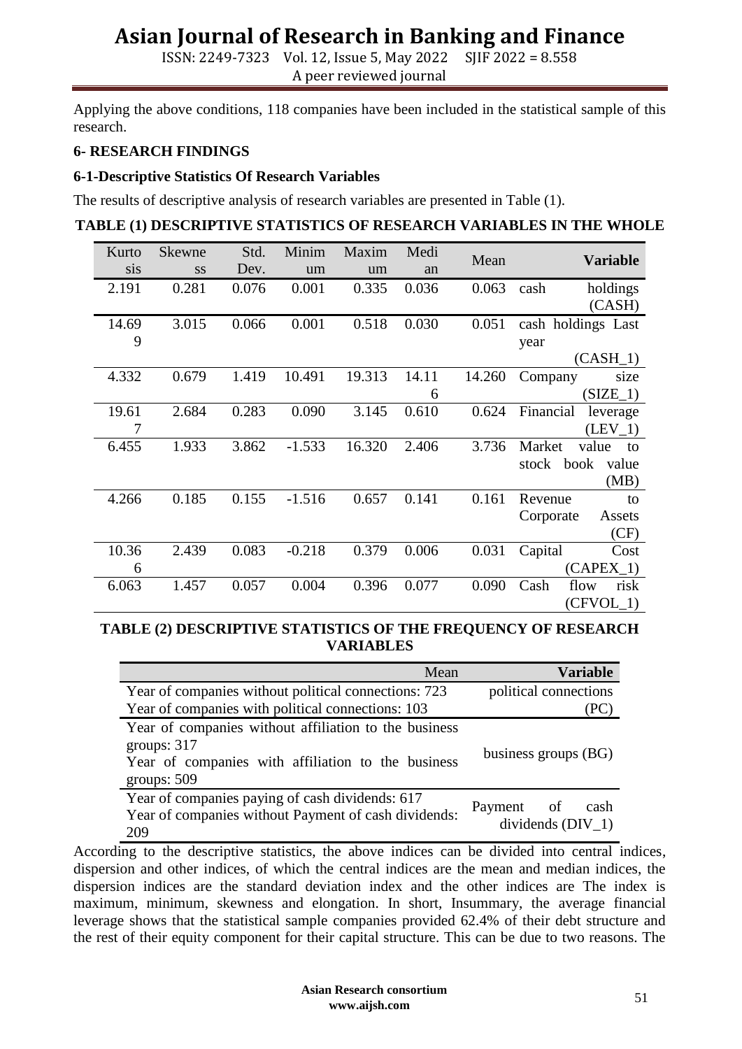Applying the above conditions, 118 companies have been included in the statistical sample of this research.

**6- RESEARCH FINDINGS**

**6-1-Descriptive Statistics Of Research Variables**

The results of descriptive analysis of research variables are presented in Table (1).

**TABLE (1) DESCRIPTIVE STATISTICS OF RESEARCH VARIABLES IN THE WHOLE**

| Kurtosis | Skewness | Std. Dev. | Minimum | Maximum | Median | Mean | **Variable** |
|---|---|---|---|---|---|---|---|
| 2.191 | 0.281 | 0.076 | 0.001 | 0.335 | 0.036 | 0.063 | cash holdings (CASH) |
| 14.699 | 3.015 | 0.066 | 0.001 | 0.518 | 0.030 | 0.051 | cash holdings Last year (CASH_1) |
| 4.332 | 0.679 | 1.419 | 10.491 | 19.313 | 14.116 | 14.260 | Company size (SIZE_1) |
| 19.617 | 2.684 | 0.283 | 0.090 | 3.145 | 0.610 | 0.624 | Financial leverage (LEV_1) |
| 6.455 | 1.933 | 3.862 | -1.533 | 16.320 | 2.406 | 3.736 | Market value to stock book value (MB) |
| 4.266 | 0.185 | 0.155 | -1.516 | 0.657 | 0.141 | 0.161 | Revenue to Corporate Assets (CF) |
| 10.366 | 2.439 | 0.083 | -0.218 | 0.379 | 0.006 | 0.031 | Capital Cost (CAPEX_1) |
| 6.063 | 1.457 | 0.057 | 0.004 | 0.396 | 0.077 | 0.090 | Cash flow risk (CFVOL_1) |

**TABLE (2) DESCRIPTIVE STATISTICS OF THE FREQUENCY OF RESEARCH VARIABLES**

| Mean | **Variable** |
|---|---|
| Year of companies without political connections: 723<br>Year of companies with political connections: 103 | political connections (PC) |
| Year of companies without affiliation to the business groups: 317<br>Year of companies with affiliation to the business groups: 509 | business groups (BG) |
| Year of companies paying of cash dividends: 617<br>Year of companies without Payment of cash dividends: 209 | Payment of cash dividends (DIV_1) |

According to the descriptive statistics, the above indices can be divided into central indices, dispersion and other indices, of which the central indices are the mean and median indices, the dispersion indices are the standard deviation index and the other indices are The index is maximum, minimum, skewness and elongation. In short, Insummary, the average financial leverage shows that the statistical sample companies provided 62.4% of their debt structure and the rest of their equity component for their capital structure. This can be due to two reasons. The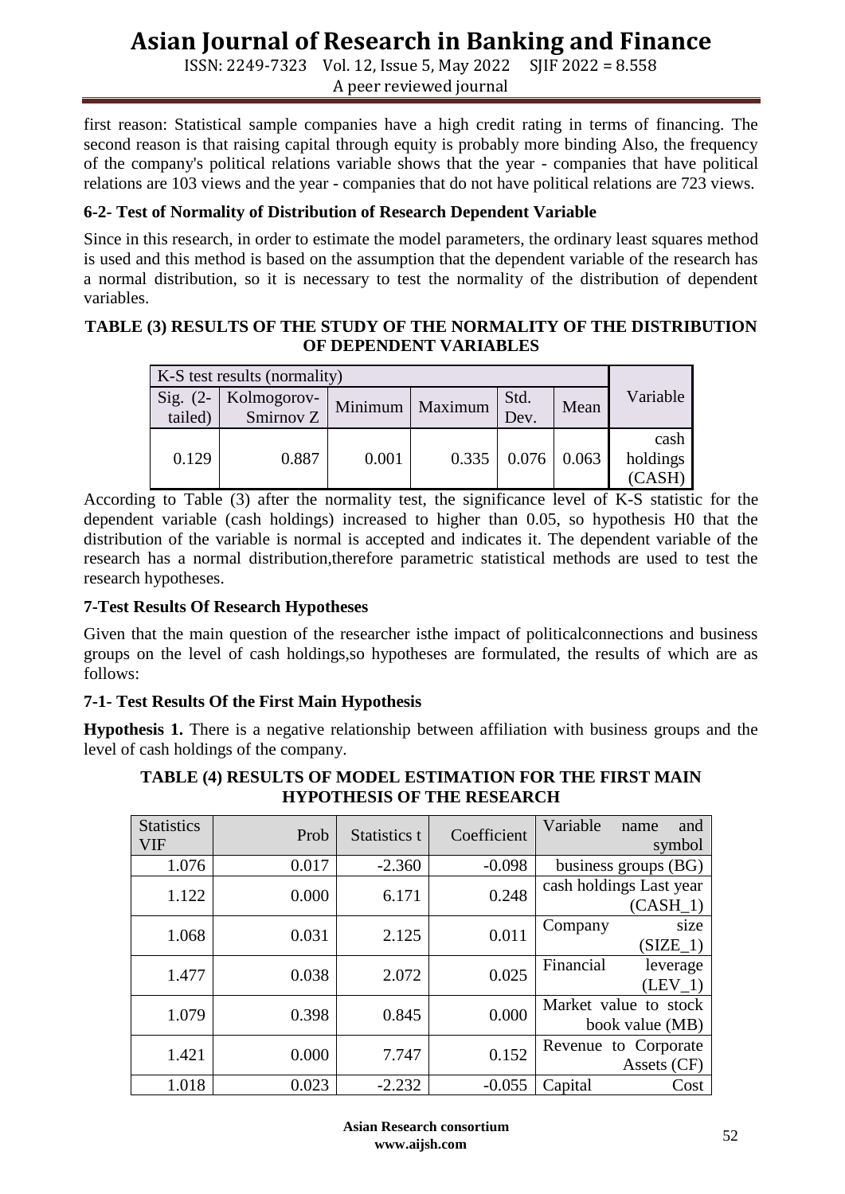first reason: Statistical sample companies have a high credit rating in terms of financing. The second reason is that raising capital through equity is probably more binding Also, the frequency of the company's political relations variable shows that the year - companies that have political relations are 103 views and the year - companies that do not have political relations are 723 views.

### 6-2- Test of Normality of Distribution of Research Dependent Variable

Since in this research, in order to estimate the model parameters, the ordinary least squares method is used and this method is based on the assumption that the dependent variable of the research has a normal distribution, so it is necessary to test the normality of the distribution of dependent variables.

**TABLE (3) RESULTS OF THE STUDY OF THE NORMALITY OF THE DISTRIBUTION OF DEPENDENT VARIABLES**

| K-S test results (normality) | | | | | | Variable |
|---|---|---|---|---|---|---|
| Sig. (2-tailed) | Kolmogorov-Smirnov Z | Minimum | Maximum | Std. Dev. | Mean | |
| 0.129 | 0.887 | 0.001 | 0.335 | 0.076 | 0.063 | cash holdings (CASH) |

According to Table (3) after the normality test, the significance level of K-S statistic for the dependent variable (cash holdings) increased to higher than 0.05, so hypothesis H0 that the distribution of the variable is normal is accepted and indicates it. The dependent variable of the research has a normal distribution,therefore parametric statistical methods are used to test the research hypotheses.

### 7-Test Results Of Research Hypotheses

Given that the main question of the researcher isthe impact of politicalconnections and business groups on the level of cash holdings,so hypotheses are formulated, the results of which are as follows:

### 7-1- Test Results Of the First Main Hypothesis

**Hypothesis 1.** There is a negative relationship between affiliation with business groups and the level of cash holdings of the company.

**TABLE (4) RESULTS OF MODEL ESTIMATION FOR THE FIRST MAIN HYPOTHESIS OF THE RESEARCH**

| Statistics VIF | Prob | Statistics t | Coefficient | Variable name and symbol |
|---|---|---|---|---|
| 1.076 | 0.017 | -2.360 | -0.098 | business groups (BG) |
| 1.122 | 0.000 | 6.171 | 0.248 | cash holdings Last year (CASH_1) |
| 1.068 | 0.031 | 2.125 | 0.011 | Company size (SIZE_1) |
| 1.477 | 0.038 | 2.072 | 0.025 | Financial leverage (LEV_1) |
| 1.079 | 0.398 | 0.845 | 0.000 | Market value to stock book value (MB) |
| 1.421 | 0.000 | 7.747 | 0.152 | Revenue to Corporate Assets (CF) |
| 1.018 | 0.023 | -2.232 | -0.055 | Capital Cost |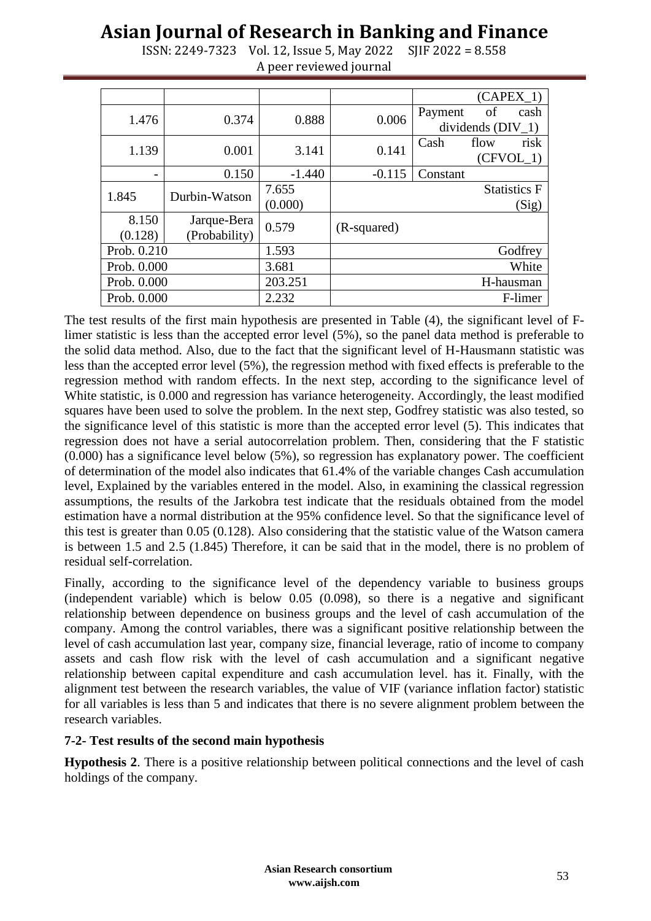| | | | | (CAPEX_1) |
|---|---|---|---|---|
| 1.476 | 0.374 | 0.888 | 0.006 | Payment of cash dividends (DIV_1) |
| 1.139 | 0.001 | 3.141 | 0.141 | Cash flow risk (CFVOL_1) |
| - | 0.150 | -1.440 | -0.115 | Constant |
| 1.845 | Durbin-Watson | 7.655 (0.000) | | Statistics F (Sig) |
| 8.150 (0.128) | Jarque-Bera (Probability) | 0.579 | (R-squared) | |
| Prob. 0.210 | | 1.593 | | Godfrey |
| Prob. 0.000 | | 3.681 | | White |
| Prob. 0.000 | | 203.251 | | H-hausman |
| Prob. 0.000 | | 2.232 | | F-limer |

The test results of the first main hypothesis are presented in Table (4), the significant level of F-limer statistic is less than the accepted error level (5%), so the panel data method is preferable to the solid data method. Also, due to the fact that the significant level of H-Hausmann statistic was less than the accepted error level (5%), the regression method with fixed effects is preferable to the regression method with random effects. In the next step, according to the significance level of White statistic, is 0.000 and regression has variance heterogeneity. Accordingly, the least modified squares have been used to solve the problem. In the next step, Godfrey statistic was also tested, so the significance level of this statistic is more than the accepted error level (5). This indicates that regression does not have a serial autocorrelation problem. Then, considering that the F statistic (0.000) has a significance level below (5%), so regression has explanatory power. The coefficient of determination of the model also indicates that 61.4% of the variable changes Cash accumulation level, Explained by the variables entered in the model. Also, in examining the classical regression assumptions, the results of the Jarkobra test indicate that the residuals obtained from the model estimation have a normal distribution at the 95% confidence level. So that the significance level of this test is greater than 0.05 (0.128). Also considering that the statistic value of the Watson camera is between 1.5 and 2.5 (1.845) Therefore, it can be said that in the model, there is no problem of residual self-correlation.

Finally, according to the significance level of the dependency variable to business groups (independent variable) which is below 0.05 (0.098), so there is a negative and significant relationship between dependence on business groups and the level of cash accumulation of the company. Among the control variables, there was a significant positive relationship between the level of cash accumulation last year, company size, financial leverage, ratio of income to company assets and cash flow risk with the level of cash accumulation and a significant negative relationship between capital expenditure and cash accumulation level. has it. Finally, with the alignment test between the research variables, the value of VIF (variance inflation factor) statistic for all variables is less than 5 and indicates that there is no severe alignment problem between the research variables.

### 7-2- Test results of the second main hypothesis

**Hypothesis 2**. There is a positive relationship between political connections and the level of cash holdings of the company.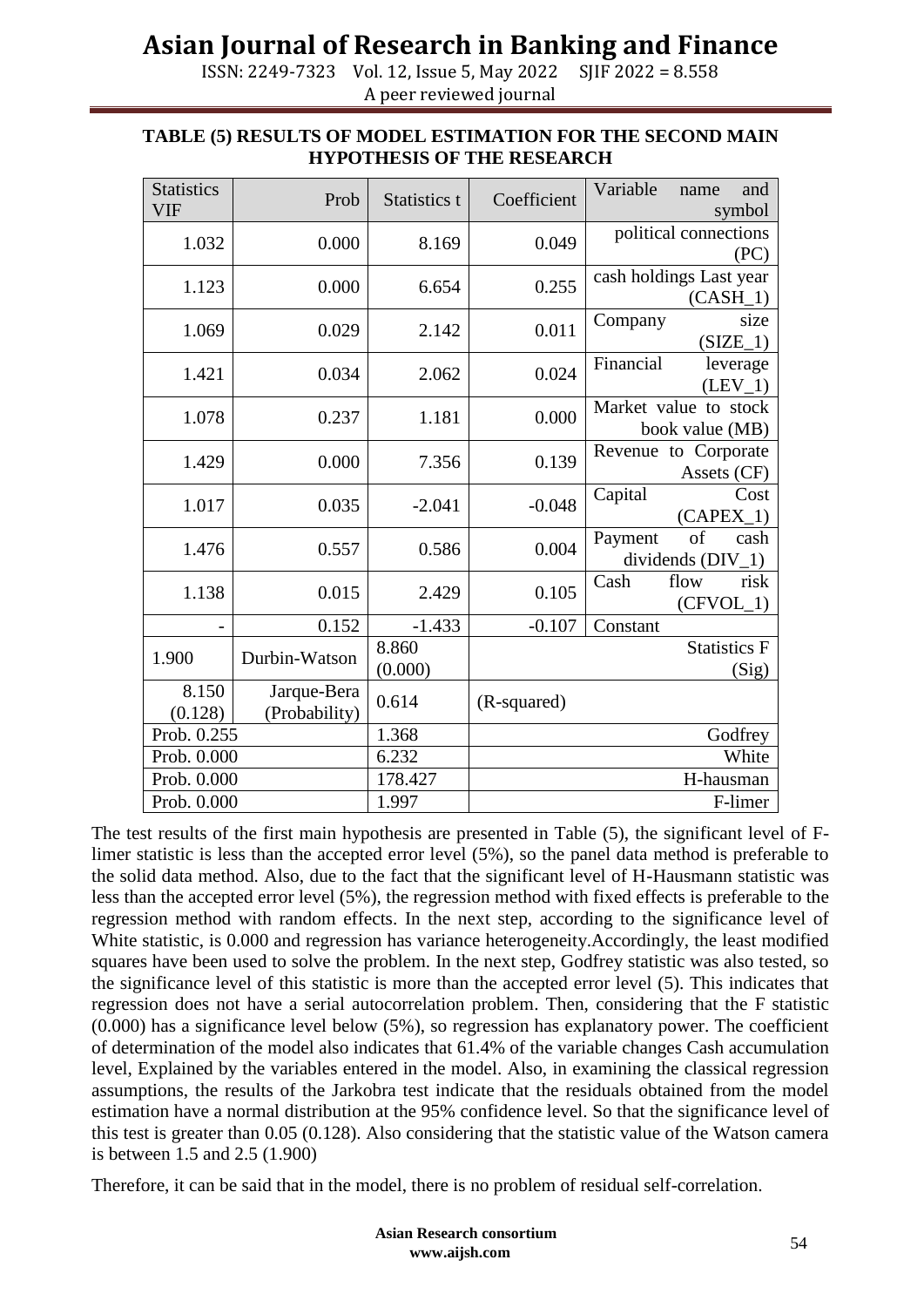**TABLE (5) RESULTS OF MODEL ESTIMATION FOR THE SECOND MAIN HYPOTHESIS OF THE RESEARCH**

| Statistics VIF | Prob | Statistics t | Coefficient | Variable name and symbol |
|---|---|---|---|---|
| 1.032 | 0.000 | 8.169 | 0.049 | political connections (PC) |
| 1.123 | 0.000 | 6.654 | 0.255 | cash holdings Last year (CASH_1) |
| 1.069 | 0.029 | 2.142 | 0.011 | Company size (SIZE_1) |
| 1.421 | 0.034 | 2.062 | 0.024 | Financial leverage (LEV_1) |
| 1.078 | 0.237 | 1.181 | 0.000 | Market value to stock book value (MB) |
| 1.429 | 0.000 | 7.356 | 0.139 | Revenue to Corporate Assets (CF) |
| 1.017 | 0.035 | -2.041 | -0.048 | Capital Cost (CAPEX_1) |
| 1.476 | 0.557 | 0.586 | 0.004 | Payment of cash dividends (DIV_1) |
| 1.138 | 0.015 | 2.429 | 0.105 | Cash flow risk (CFVOL_1) |
| - | 0.152 | -1.433 | -0.107 | Constant |
| 1.900 | Durbin-Watson | 8.860 (0.000) | Statistics F (Sig) | |
| 8.150 (0.128) | Jarque-Bera (Probability) | 0.614 | (R-squared) | |
| Prob. 0.255 | | 1.368 | Godfrey | |
| Prob. 0.000 | | 6.232 | White | |
| Prob. 0.000 | | 178.427 | H-hausman | |
| Prob. 0.000 | | 1.997 | F-limer | |

The test results of the first main hypothesis are presented in Table (5), the significant level of F-limer statistic is less than the accepted error level (5%), so the panel data method is preferable to the solid data method. Also, due to the fact that the significant level of H-Hausmann statistic was less than the accepted error level (5%), the regression method with fixed effects is preferable to the regression method with random effects. In the next step, according to the significance level of White statistic, is 0.000 and regression has variance heterogeneity.Accordingly, the least modified squares have been used to solve the problem. In the next step, Godfrey statistic was also tested, so the significance level of this statistic is more than the accepted error level (5). This indicates that regression does not have a serial autocorrelation problem. Then, considering that the F statistic (0.000) has a significance level below (5%), so regression has explanatory power. The coefficient of determination of the model also indicates that 61.4% of the variable changes Cash accumulation level, Explained by the variables entered in the model. Also, in examining the classical regression assumptions, the results of the Jarkobra test indicate that the residuals obtained from the model estimation have a normal distribution at the 95% confidence level. So that the significance level of this test is greater than 0.05 (0.128). Also considering that the statistic value of the Watson camera is between 1.5 and 2.5 (1.900)

Therefore, it can be said that in the model, there is no problem of residual self-correlation.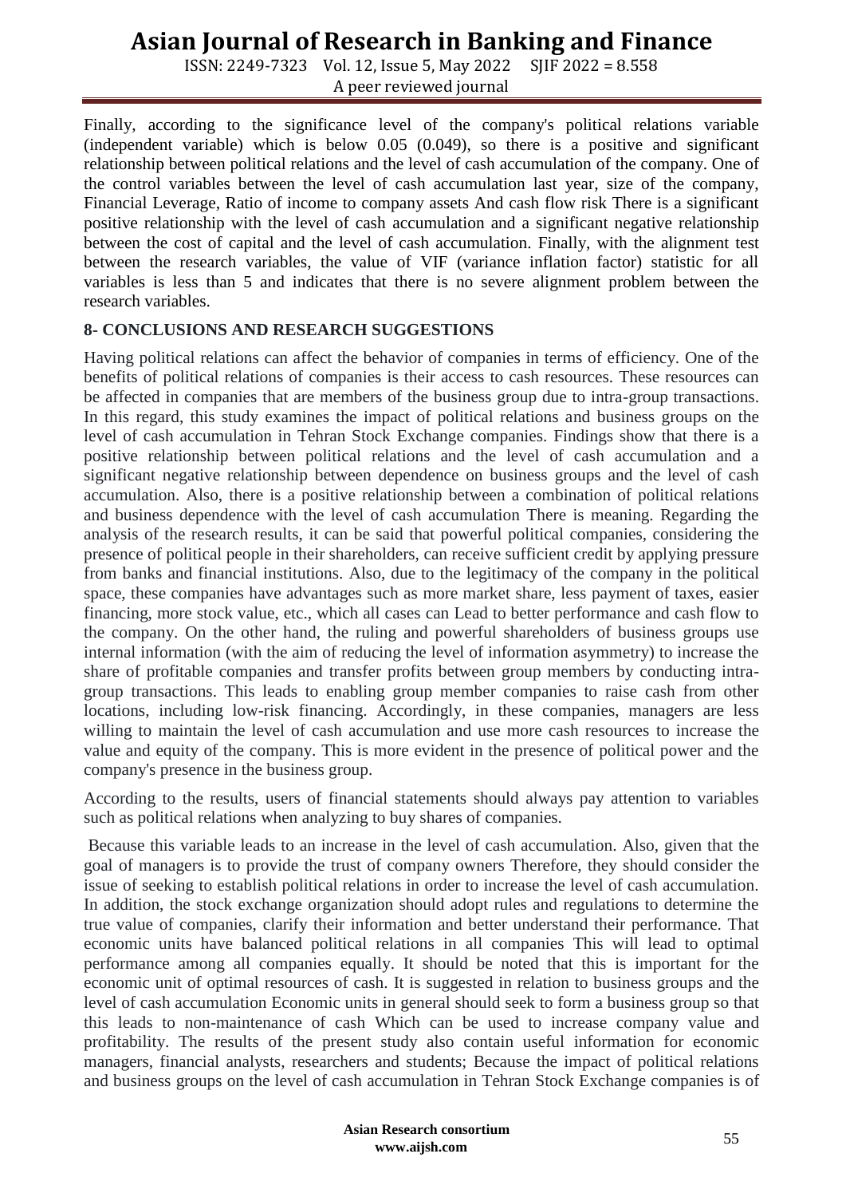Finally, according to the significance level of the company's political relations variable (independent variable) which is below 0.05 (0.049), so there is a positive and significant relationship between political relations and the level of cash accumulation of the company. One of the control variables between the level of cash accumulation last year, size of the company, Financial Leverage, Ratio of income to company assets And cash flow risk There is a significant positive relationship with the level of cash accumulation and a significant negative relationship between the cost of capital and the level of cash accumulation. Finally, with the alignment test between the research variables, the value of VIF (variance inflation factor) statistic for all variables is less than 5 and indicates that there is no severe alignment problem between the research variables.

## 8- CONCLUSIONS AND RESEARCH SUGGESTIONS

Having political relations can affect the behavior of companies in terms of efficiency. One of the benefits of political relations of companies is their access to cash resources. These resources can be affected in companies that are members of the business group due to intra-group transactions. In this regard, this study examines the impact of political relations and business groups on the level of cash accumulation in Tehran Stock Exchange companies. Findings show that there is a positive relationship between political relations and the level of cash accumulation and a significant negative relationship between dependence on business groups and the level of cash accumulation. Also, there is a positive relationship between a combination of political relations and business dependence with the level of cash accumulation There is meaning. Regarding the analysis of the research results, it can be said that powerful political companies, considering the presence of political people in their shareholders, can receive sufficient credit by applying pressure from banks and financial institutions. Also, due to the legitimacy of the company in the political space, these companies have advantages such as more market share, less payment of taxes, easier financing, more stock value, etc., which all cases can Lead to better performance and cash flow to the company. On the other hand, the ruling and powerful shareholders of business groups use internal information (with the aim of reducing the level of information asymmetry) to increase the share of profitable companies and transfer profits between group members by conducting intra-group transactions. This leads to enabling group member companies to raise cash from other locations, including low-risk financing. Accordingly, in these companies, managers are less willing to maintain the level of cash accumulation and use more cash resources to increase the value and equity of the company. This is more evident in the presence of political power and the company's presence in the business group.

According to the results, users of financial statements should always pay attention to variables such as political relations when analyzing to buy shares of companies.

Because this variable leads to an increase in the level of cash accumulation. Also, given that the goal of managers is to provide the trust of company owners Therefore, they should consider the issue of seeking to establish political relations in order to increase the level of cash accumulation. In addition, the stock exchange organization should adopt rules and regulations to determine the true value of companies, clarify their information and better understand their performance. That economic units have balanced political relations in all companies This will lead to optimal performance among all companies equally. It should be noted that this is important for the economic unit of optimal resources of cash. It is suggested in relation to business groups and the level of cash accumulation Economic units in general should seek to form a business group so that this leads to non-maintenance of cash Which can be used to increase company value and profitability. The results of the present study also contain useful information for economic managers, financial analysts, researchers and students; Because the impact of political relations and business groups on the level of cash accumulation in Tehran Stock Exchange companies is of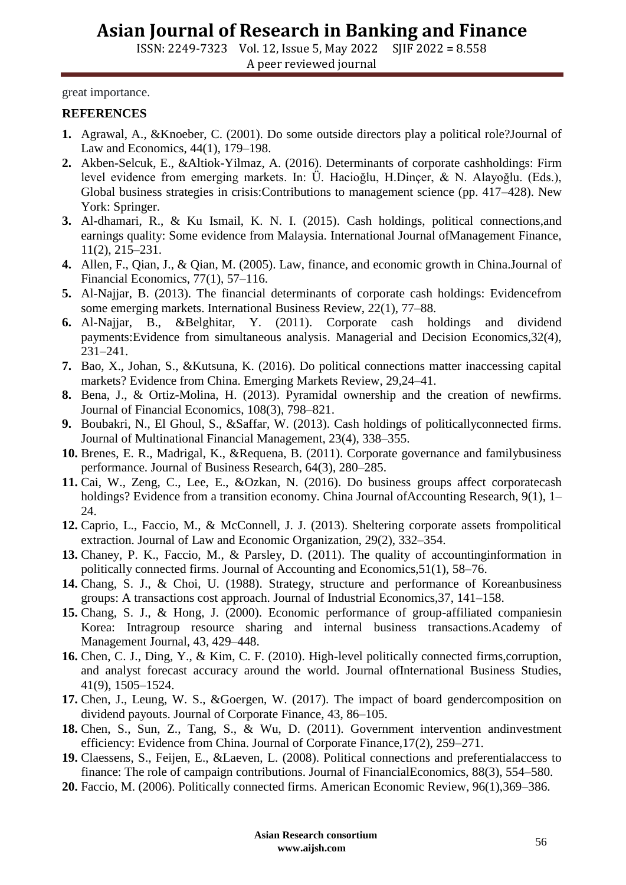great importance.

## REFERENCES

1. Agrawal, A., &Knoeber, C. (2001). Do some outside directors play a political role?Journal of Law and Economics, 44(1), 179–198.
2. Akben-Selcuk, E., &Altiok-Yilmaz, A. (2016). Determinants of corporate cashholdings: Firm level evidence from emerging markets. In: Ü. Hacioğlu, H.Dinçer, & N. Alayoğlu. (Eds.), Global business strategies in crisis:Contributions to management science (pp. 417–428). New York: Springer.
3. Al-dhamari, R., & Ku Ismail, K. N. I. (2015). Cash holdings, political connections,and earnings quality: Some evidence from Malaysia. International Journal ofManagement Finance, 11(2), 215–231.
4. Allen, F., Qian, J., & Qian, M. (2005). Law, finance, and economic growth in China.Journal of Financial Economics, 77(1), 57–116.
5. Al-Najjar, B. (2013). The financial determinants of corporate cash holdings: Evidencefrom some emerging markets. International Business Review, 22(1), 77–88.
6. Al-Najjar, B., &Belghitar, Y. (2011). Corporate cash holdings and dividend payments:Evidence from simultaneous analysis. Managerial and Decision Economics,32(4), 231–241.
7. Bao, X., Johan, S., &Kutsuna, K. (2016). Do political connections matter inaccessing capital markets? Evidence from China. Emerging Markets Review, 29,24–41.
8. Bena, J., & Ortiz-Molina, H. (2013). Pyramidal ownership and the creation of newfirms. Journal of Financial Economics, 108(3), 798–821.
9. Boubakri, N., El Ghoul, S., &Saffar, W. (2013). Cash holdings of politicallyconnected firms. Journal of Multinational Financial Management, 23(4), 338–355.
10. Brenes, E. R., Madrigal, K., &Requena, B. (2011). Corporate governance and familybusiness performance. Journal of Business Research, 64(3), 280–285.
11. Cai, W., Zeng, C., Lee, E., &Ozkan, N. (2016). Do business groups affect corporatecash holdings? Evidence from a transition economy. China Journal ofAccounting Research, 9(1), 1–24.
12. Caprio, L., Faccio, M., & McConnell, J. J. (2013). Sheltering corporate assets frompolitical extraction. Journal of Law and Economic Organization, 29(2), 332–354.
13. Chaney, P. K., Faccio, M., & Parsley, D. (2011). The quality of accountinginformation in politically connected firms. Journal of Accounting and Economics,51(1), 58–76.
14. Chang, S. J., & Choi, U. (1988). Strategy, structure and performance of Koreanbusiness groups: A transactions cost approach. Journal of Industrial Economics,37, 141–158.
15. Chang, S. J., & Hong, J. (2000). Economic performance of group-affiliated companiesin Korea: Intragroup resource sharing and internal business transactions.Academy of Management Journal, 43, 429–448.
16. Chen, C. J., Ding, Y., & Kim, C. F. (2010). High-level politically connected firms,corruption, and analyst forecast accuracy around the world. Journal ofInternational Business Studies, 41(9), 1505–1524.
17. Chen, J., Leung, W. S., &Goergen, W. (2017). The impact of board gendercomposition on dividend payouts. Journal of Corporate Finance, 43, 86–105.
18. Chen, S., Sun, Z., Tang, S., & Wu, D. (2011). Government intervention andinvestment efficiency: Evidence from China. Journal of Corporate Finance,17(2), 259–271.
19. Claessens, S., Feijen, E., &Laeven, L. (2008). Political connections and preferentialaccess to finance: The role of campaign contributions. Journal of FinancialEconomics, 88(3), 554–580.
20. Faccio, M. (2006). Politically connected firms. American Economic Review, 96(1),369–386.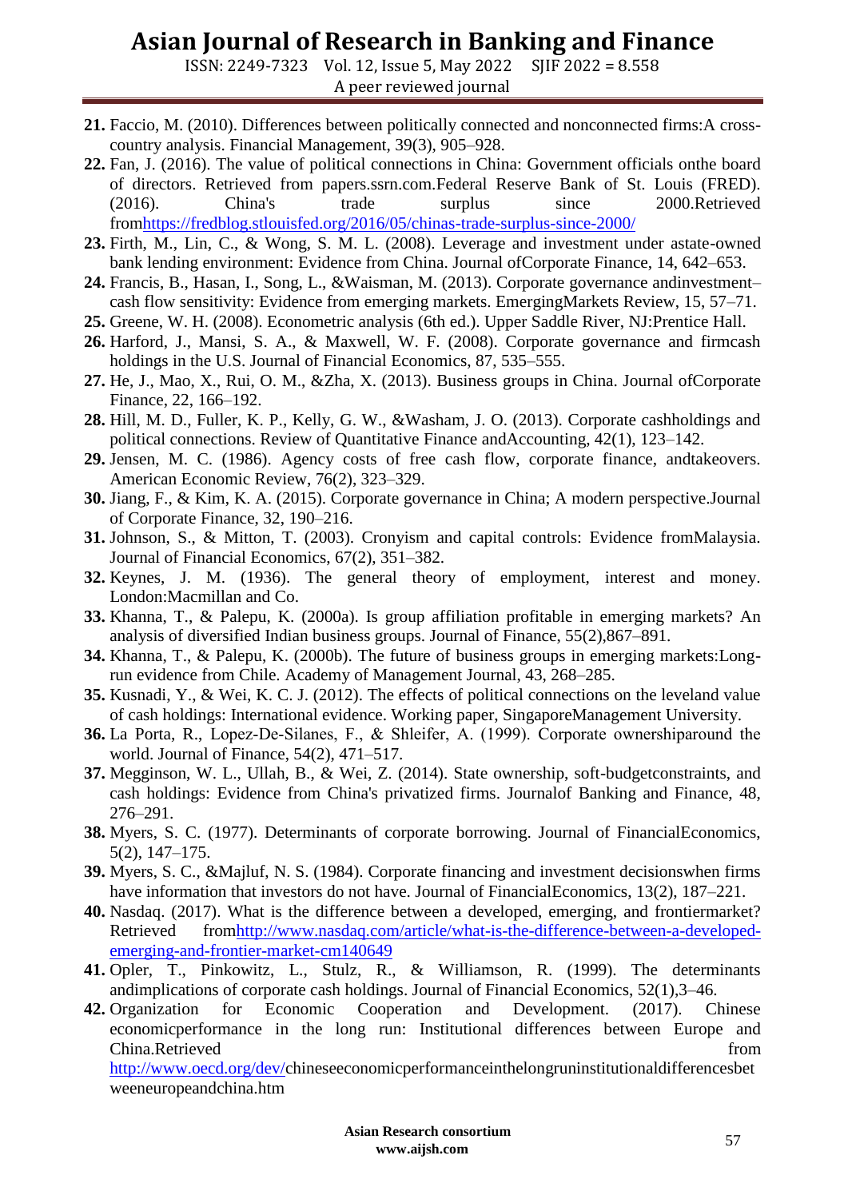21. Faccio, M. (2010). Differences between politically connected and nonconnected firms:A cross-country analysis. Financial Management, 39(3), 905–928.
22. Fan, J. (2016). The value of political connections in China: Government officials onthe board of directors. Retrieved from papers.ssrn.com.Federal Reserve Bank of St. Louis (FRED). (2016). China's trade surplus since 2000.Retrieved fromhttps://fredblog.stlouisfed.org/2016/05/chinas-trade-surplus-since-2000/
23. Firth, M., Lin, C., & Wong, S. M. L. (2008). Leverage and investment under astate-owned bank lending environment: Evidence from China. Journal ofCorporate Finance, 14, 642–653.
24. Francis, B., Hasan, I., Song, L., &Waisman, M. (2013). Corporate governance andinvestment–cash flow sensitivity: Evidence from emerging markets. EmergingMarkets Review, 15, 57–71.
25. Greene, W. H. (2008). Econometric analysis (6th ed.). Upper Saddle River, NJ:Prentice Hall.
26. Harford, J., Mansi, S. A., & Maxwell, W. F. (2008). Corporate governance and firmcash holdings in the U.S. Journal of Financial Economics, 87, 535–555.
27. He, J., Mao, X., Rui, O. M., &Zha, X. (2013). Business groups in China. Journal ofCorporate Finance, 22, 166–192.
28. Hill, M. D., Fuller, K. P., Kelly, G. W., &Washam, J. O. (2013). Corporate cashholdings and political connections. Review of Quantitative Finance andAccounting, 42(1), 123–142.
29. Jensen, M. C. (1986). Agency costs of free cash flow, corporate finance, andtakeovers. American Economic Review, 76(2), 323–329.
30. Jiang, F., & Kim, K. A. (2015). Corporate governance in China; A modern perspective.Journal of Corporate Finance, 32, 190–216.
31. Johnson, S., & Mitton, T. (2003). Cronyism and capital controls: Evidence fromMalaysia. Journal of Financial Economics, 67(2), 351–382.
32. Keynes, J. M. (1936). The general theory of employment, interest and money. London:Macmillan and Co.
33. Khanna, T., & Palepu, K. (2000a). Is group affiliation profitable in emerging markets? An analysis of diversified Indian business groups. Journal of Finance, 55(2),867–891.
34. Khanna, T., & Palepu, K. (2000b). The future of business groups in emerging markets:Long-run evidence from Chile. Academy of Management Journal, 43, 268–285.
35. Kusnadi, Y., & Wei, K. C. J. (2012). The effects of political connections on the leveland value of cash holdings: International evidence. Working paper, SingaporeManagement University.
36. La Porta, R., Lopez-De-Silanes, F., & Shleifer, A. (1999). Corporate ownershiparound the world. Journal of Finance, 54(2), 471–517.
37. Megginson, W. L., Ullah, B., & Wei, Z. (2014). State ownership, soft-budgetconstraints, and cash holdings: Evidence from China's privatized firms. Journalof Banking and Finance, 48, 276–291.
38. Myers, S. C. (1977). Determinants of corporate borrowing. Journal of FinancialEconomics, 5(2), 147–175.
39. Myers, S. C., &Majluf, N. S. (1984). Corporate financing and investment decisionswhen firms have information that investors do not have. Journal of FinancialEconomics, 13(2), 187–221.
40. Nasdaq. (2017). What is the difference between a developed, emerging, and frontiermarket? Retrieved fromhttp://www.nasdaq.com/article/what-is-the-difference-between-a-developed-emerging-and-frontier-market-cm140649
41. Opler, T., Pinkowitz, L., Stulz, R., & Williamson, R. (1999). The determinants andimplications of corporate cash holdings. Journal of Financial Economics, 52(1),3–46.
42. Organization for Economic Cooperation and Development. (2017). Chinese economicperformance in the long run: Institutional differences between Europe and China.Retrieved from http://www.oecd.org/dev/chineseeconomicperformanceinthelongruninstitutionaldifferencesbetweeneuropeandchina.htm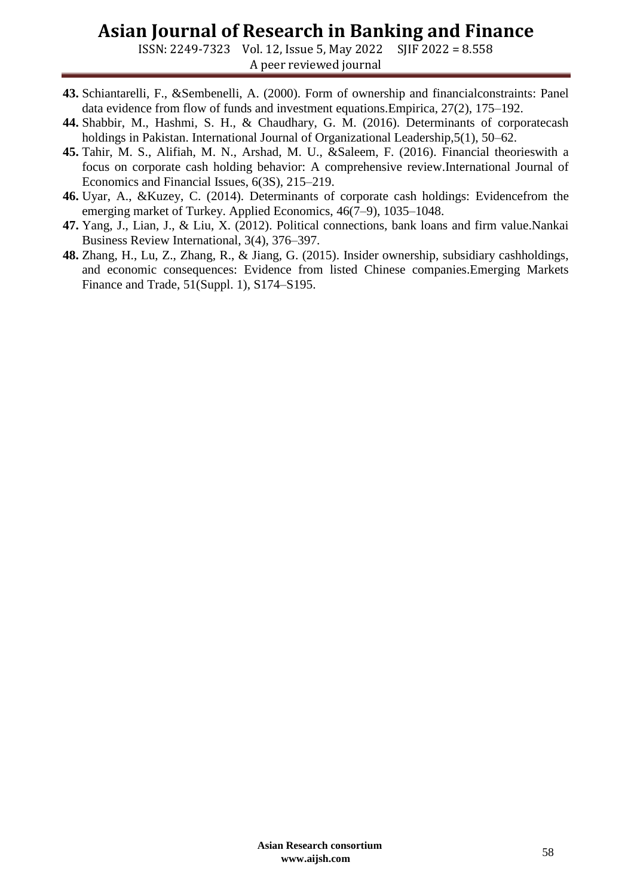43. Schiantarelli, F., &Sembenelli, A. (2000). Form of ownership and financialconstraints: Panel data evidence from flow of funds and investment equations.Empirica, 27(2), 175–192.
44. Shabbir, M., Hashmi, S. H., & Chaudhary, G. M. (2016). Determinants of corporatecash holdings in Pakistan. International Journal of Organizational Leadership,5(1), 50–62.
45. Tahir, M. S., Alifiah, M. N., Arshad, M. U., &Saleem, F. (2016). Financial theorieswith a focus on corporate cash holding behavior: A comprehensive review.International Journal of Economics and Financial Issues, 6(3S), 215–219.
46. Uyar, A., &Kuzey, C. (2014). Determinants of corporate cash holdings: Evidencefrom the emerging market of Turkey. Applied Economics, 46(7–9), 1035–1048.
47. Yang, J., Lian, J., & Liu, X. (2012). Political connections, bank loans and firm value.Nankai Business Review International, 3(4), 376–397.
48. Zhang, H., Lu, Z., Zhang, R., & Jiang, G. (2015). Insider ownership, subsidiary cashholdings, and economic consequences: Evidence from listed Chinese companies.Emerging Markets Finance and Trade, 51(Suppl. 1), S174–S195.